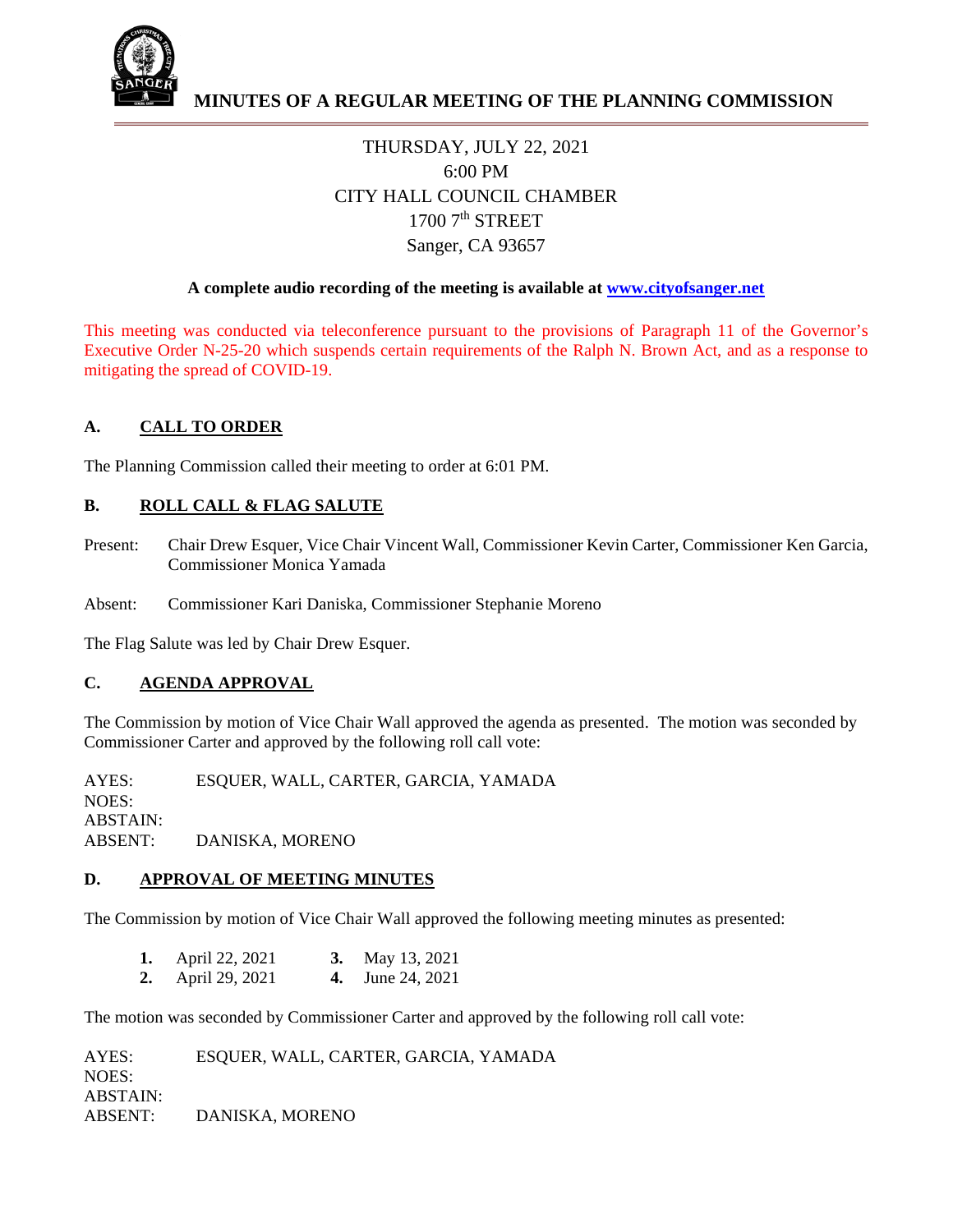# MINUTES OF A REGULAR MEETING OF THE PLANNING COMMISSION

THURSDAY, JULY 22, 2021
6:00 PM
CITY HALL COUNCIL CHAMBER
1700 7th STREET
Sanger, CA 93657

**A complete audio recording of the meeting is available at [www.cityofsanger.net](www.cityofsanger.net)**

This meeting was conducted via teleconference pursuant to the provisions of Paragraph 11 of the Governor's Executive Order N-25-20 which suspends certain requirements of the Ralph N. Brown Act, and as a response to mitigating the spread of COVID-19.

## A. CALL TO ORDER

The Planning Commission called their meeting to order at 6:01 PM.

## B. ROLL CALL & FLAG SALUTE

Present: Chair Drew Esquer, Vice Chair Vincent Wall, Commissioner Kevin Carter, Commissioner Ken Garcia, Commissioner Monica Yamada

Absent: Commissioner Kari Daniska, Commissioner Stephanie Moreno

The Flag Salute was led by Chair Drew Esquer.

## C. AGENDA APPROVAL

The Commission by motion of Vice Chair Wall approved the agenda as presented. The motion was seconded by Commissioner Carter and approved by the following roll call vote:

AYES: ESQUER, WALL, CARTER, GARCIA, YAMADA
NOES:
ABSTAIN:
ABSENT: DANISKA, MORENO

## D. APPROVAL OF MEETING MINUTES

The Commission by motion of Vice Chair Wall approved the following meeting minutes as presented:

1. April 22, 2021
2. April 29, 2021
3. May 13, 2021
4. June 24, 2021

The motion was seconded by Commissioner Carter and approved by the following roll call vote:

AYES: ESQUER, WALL, CARTER, GARCIA, YAMADA
NOES:
ABSTAIN:
ABSENT: DANISKA, MORENO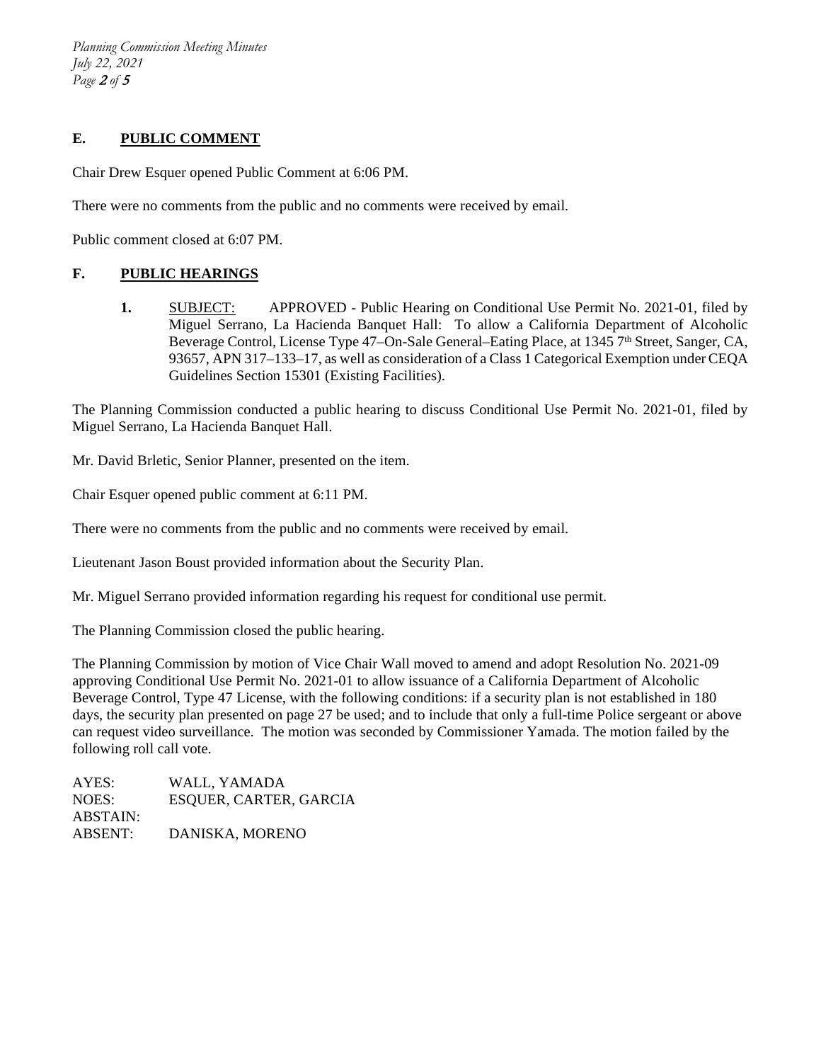## E. PUBLIC COMMENT

Chair Drew Esquer opened Public Comment at 6:06 PM.

There were no comments from the public and no comments were received by email.

Public comment closed at 6:07 PM.

## F. PUBLIC HEARINGS

1. SUBJECT: APPROVED - Public Hearing on Conditional Use Permit No. 2021-01, filed by Miguel Serrano, La Hacienda Banquet Hall: To allow a California Department of Alcoholic Beverage Control, License Type 47–On-Sale General–Eating Place, at 1345 7th Street, Sanger, CA, 93657, APN 317–133–17, as well as consideration of a Class 1 Categorical Exemption under CEQA Guidelines Section 15301 (Existing Facilities).

The Planning Commission conducted a public hearing to discuss Conditional Use Permit No. 2021-01, filed by Miguel Serrano, La Hacienda Banquet Hall.

Mr. David Brletic, Senior Planner, presented on the item.

Chair Esquer opened public comment at 6:11 PM.

There were no comments from the public and no comments were received by email.

Lieutenant Jason Boust provided information about the Security Plan.

Mr. Miguel Serrano provided information regarding his request for conditional use permit.

The Planning Commission closed the public hearing.

The Planning Commission by motion of Vice Chair Wall moved to amend and adopt Resolution No. 2021-09 approving Conditional Use Permit No. 2021-01 to allow issuance of a California Department of Alcoholic Beverage Control, Type 47 License, with the following conditions: if a security plan is not established in 180 days, the security plan presented on page 27 be used; and to include that only a full-time Police sergeant or above can request video surveillance. The motion was seconded by Commissioner Yamada. The motion failed by the following roll call vote.

AYES: WALL, YAMADA
NOES: ESQUER, CARTER, GARCIA
ABSTAIN:
ABSENT: DANISKA, MORENO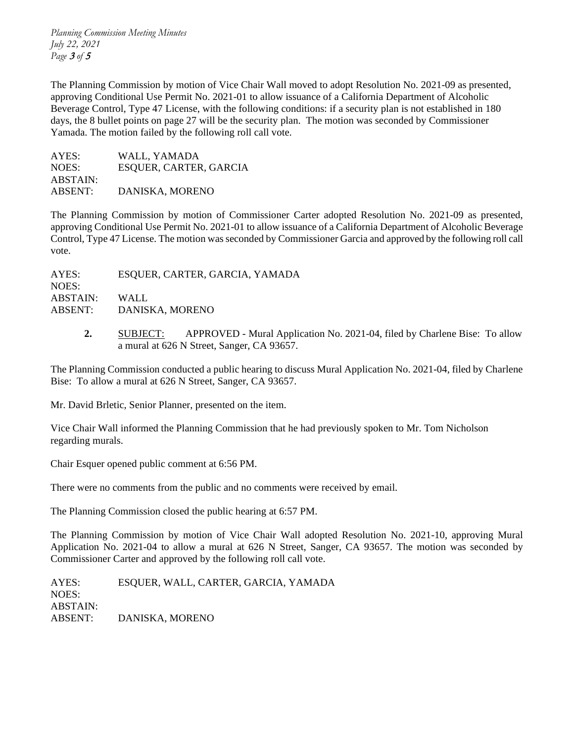The Planning Commission by motion of Vice Chair Wall moved to adopt Resolution No. 2021-09 as presented, approving Conditional Use Permit No. 2021-01 to allow issuance of a California Department of Alcoholic Beverage Control, Type 47 License, with the following conditions: if a security plan is not established in 180 days, the 8 bullet points on page 27 will be the security plan. The motion was seconded by Commissioner Yamada. The motion failed by the following roll call vote.

AYES: WALL, YAMADA
NOES: ESQUER, CARTER, GARCIA
ABSTAIN:
ABSENT: DANISKA, MORENO

The Planning Commission by motion of Commissioner Carter adopted Resolution No. 2021-09 as presented, approving Conditional Use Permit No. 2021-01 to allow issuance of a California Department of Alcoholic Beverage Control, Type 47 License. The motion was seconded by Commissioner Garcia and approved by the following roll call vote.

AYES: ESQUER, CARTER, GARCIA, YAMADA
NOES:
ABSTAIN: WALL
ABSENT: DANISKA, MORENO

**2.** SUBJECT: APPROVED - Mural Application No. 2021-04, filed by Charlene Bise: To allow a mural at 626 N Street, Sanger, CA 93657.

The Planning Commission conducted a public hearing to discuss Mural Application No. 2021-04, filed by Charlene Bise: To allow a mural at 626 N Street, Sanger, CA 93657.

Mr. David Brletic, Senior Planner, presented on the item.

Vice Chair Wall informed the Planning Commission that he had previously spoken to Mr. Tom Nicholson regarding murals.

Chair Esquer opened public comment at 6:56 PM.

There were no comments from the public and no comments were received by email.

The Planning Commission closed the public hearing at 6:57 PM.

The Planning Commission by motion of Vice Chair Wall adopted Resolution No. 2021-10, approving Mural Application No. 2021-04 to allow a mural at 626 N Street, Sanger, CA 93657. The motion was seconded by Commissioner Carter and approved by the following roll call vote.

AYES: ESQUER, WALL, CARTER, GARCIA, YAMADA
NOES:
ABSTAIN:
ABSENT: DANISKA, MORENO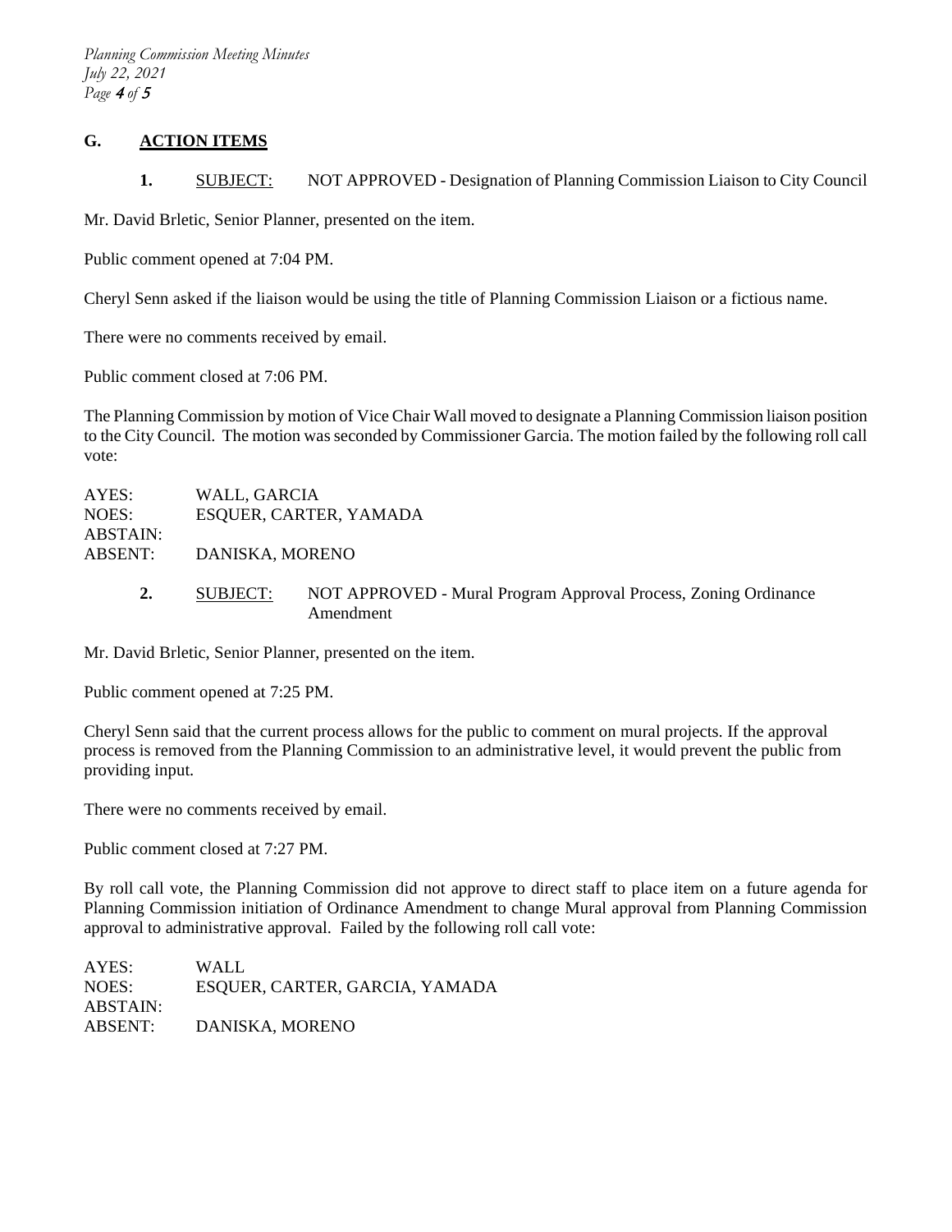## G. ACTION ITEMS

**1.** SUBJECT: NOT APPROVED - Designation of Planning Commission Liaison to City Council

Mr. David Brletic, Senior Planner, presented on the item.

Public comment opened at 7:04 PM.

Cheryl Senn asked if the liaison would be using the title of Planning Commission Liaison or a fictious name.

There were no comments received by email.

Public comment closed at 7:06 PM.

The Planning Commission by motion of Vice Chair Wall moved to designate a Planning Commission liaison position to the City Council. The motion was seconded by Commissioner Garcia. The motion failed by the following roll call vote:

AYES: WALL, GARCIA
NOES: ESQUER, CARTER, YAMADA
ABSTAIN:
ABSENT: DANISKA, MORENO

**2.** SUBJECT: NOT APPROVED - Mural Program Approval Process, Zoning Ordinance Amendment

Mr. David Brletic, Senior Planner, presented on the item.

Public comment opened at 7:25 PM.

Cheryl Senn said that the current process allows for the public to comment on mural projects. If the approval process is removed from the Planning Commission to an administrative level, it would prevent the public from providing input.

There were no comments received by email.

Public comment closed at 7:27 PM.

By roll call vote, the Planning Commission did not approve to direct staff to place item on a future agenda for Planning Commission initiation of Ordinance Amendment to change Mural approval from Planning Commission approval to administrative approval. Failed by the following roll call vote:

AYES: WALL
NOES: ESQUER, CARTER, GARCIA, YAMADA
ABSTAIN:
ABSENT: DANISKA, MORENO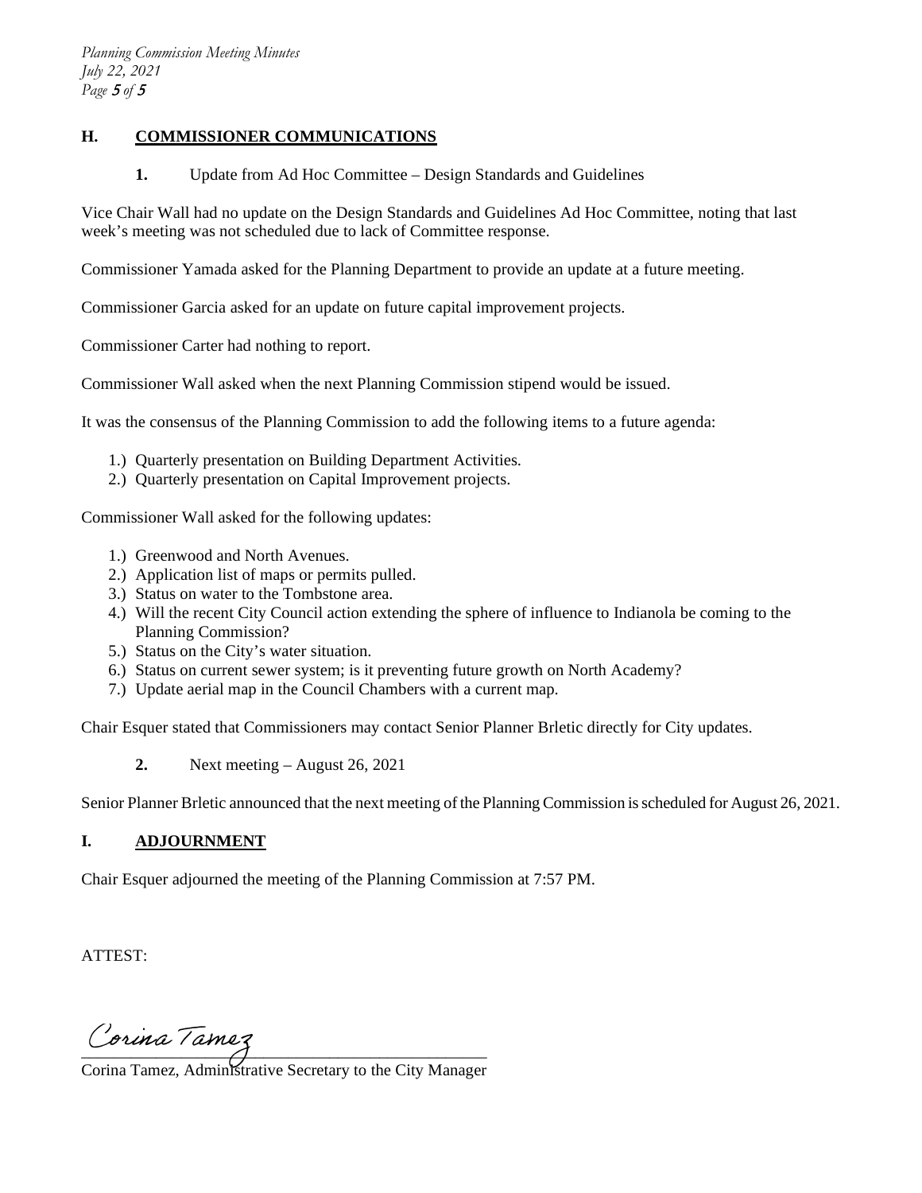## H. COMMISSIONER COMMUNICATIONS

**1.** Update from Ad Hoc Committee – Design Standards and Guidelines

Vice Chair Wall had no update on the Design Standards and Guidelines Ad Hoc Committee, noting that last week's meeting was not scheduled due to lack of Committee response.

Commissioner Yamada asked for the Planning Department to provide an update at a future meeting.

Commissioner Garcia asked for an update on future capital improvement projects.

Commissioner Carter had nothing to report.

Commissioner Wall asked when the next Planning Commission stipend would be issued.

It was the consensus of the Planning Commission to add the following items to a future agenda:

1.) Quarterly presentation on Building Department Activities.
2.) Quarterly presentation on Capital Improvement projects.

Commissioner Wall asked for the following updates:

1.) Greenwood and North Avenues.
2.) Application list of maps or permits pulled.
3.) Status on water to the Tombstone area.
4.) Will the recent City Council action extending the sphere of influence to Indianola be coming to the Planning Commission?
5.) Status on the City's water situation.
6.) Status on current sewer system; is it preventing future growth on North Academy?
7.) Update aerial map in the Council Chambers with a current map.

Chair Esquer stated that Commissioners may contact Senior Planner Brletic directly for City updates.

**2.** Next meeting – August 26, 2021

Senior Planner Brletic announced that the next meeting of the Planning Commission is scheduled for August 26, 2021.

## I. ADJOURNMENT

Chair Esquer adjourned the meeting of the Planning Commission at 7:57 PM.

ATTEST:

*Corina Tamez*

Corina Tamez, Administrative Secretary to the City Manager